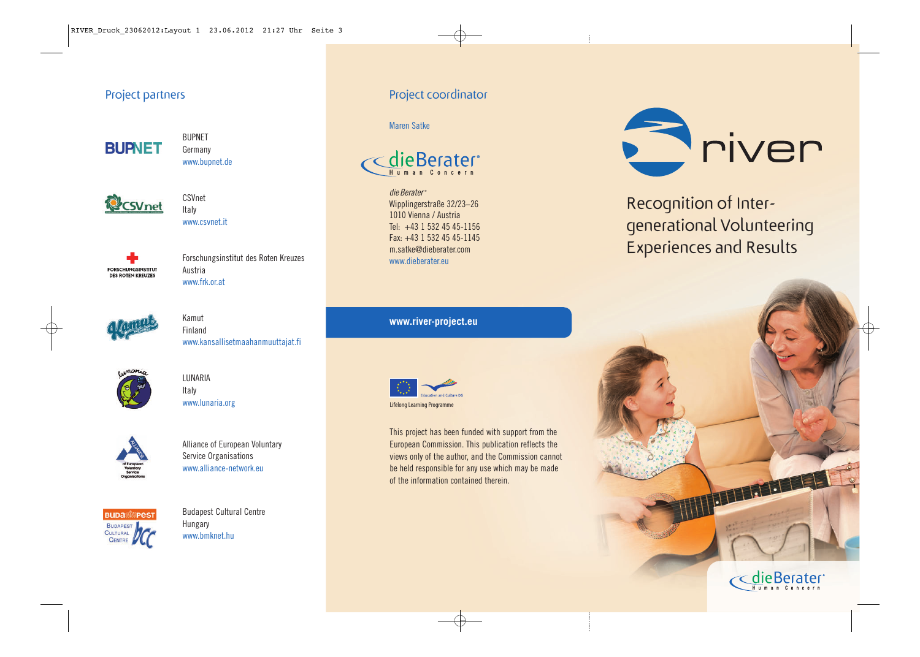## Project partners

BUPNET
Germany
www.bupnet.de

CSVnet
Italy
www.csvnet.it

Forschungsinstitut des Roten Kreuzes
Austria
www.frk.or.at

Kamut
Finland
www.kansallisetmaahanmuuttajat.fi

LUNARIA
Italy
www.lunaria.org

Alliance of European Voluntary Service Organisations
www.alliance-network.eu

Budapest Cultural Centre
Hungary
www.bmknet.hu

## Project coordinator

Maren Satke

*die Berater®*
Wipplingerstraße 32/23–26
1010 Vienna / Austria
Tel: +43 1 532 45 45-1156
Fax: +43 1 532 45 45-1145
m.satke@dieberater.com
www.dieberater.eu

**www.river-project.eu**

Lifelong Learning Programme

This project has been funded with support from the European Commission. This publication reflects the views only of the author, and the Commission cannot be held responsible for any use which may be made of the information contained therein.

# river

## Recognition of Inter-generational Volunteering Experiences and Results

dieBerater® Human Concern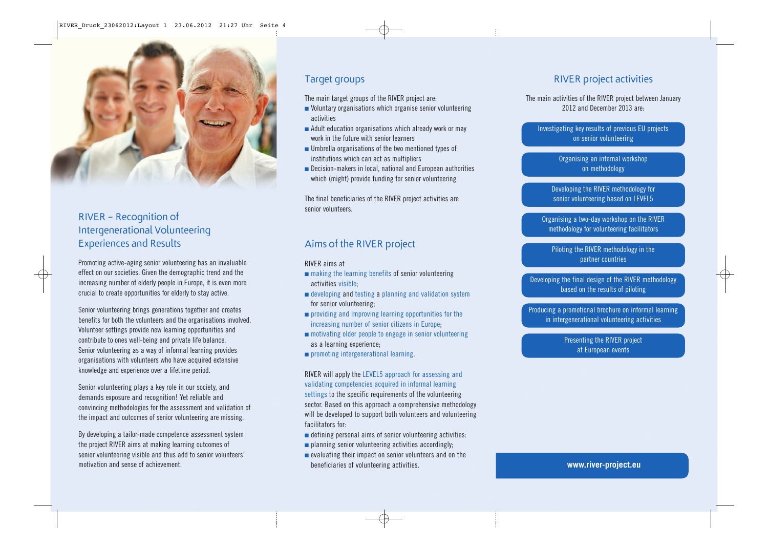## RIVER – Recognition of Intergenerational Volunteering Experiences and Results

Promoting active-aging senior volunteering has an invaluable effect on our societies. Given the demographic trend and the increasing number of elderly people in Europe, it is even more crucial to create opportunities for elderly to stay active.

Senior volunteering brings generations together and creates benefits for both the volunteers and the organisations involved. Volunteer settings provide new learning opportunities and contribute to ones well-being and private life balance. Senior volunteering as a way of informal learning provides organisations with volunteers who have acquired extensive knowledge and experience over a lifetime period.

Senior volunteering plays a key role in our society, and demands exposure and recognition! Yet reliable and convincing methodologies for the assessment and validation of the impact and outcomes of senior volunteering are missing.

By developing a tailor-made competence assessment system the project RIVER aims at making learning outcomes of senior volunteering visible and thus add to senior volunteers' motivation and sense of achievement.

## Target groups

The main target groups of the RIVER project are:

- Voluntary organisations which organise senior volunteering activities
- Adult education organisations which already work or may work in the future with senior learners
- Umbrella organisations of the two mentioned types of institutions which can act as multipliers
- Decision-makers in local, national and European authorities which (might) provide funding for senior volunteering

The final beneficiaries of the RIVER project activities are senior volunteers.

## Aims of the RIVER project

RIVER aims at

- making the learning benefits of senior volunteering activities visible;
- developing and testing a planning and validation system for senior volunteering;
- providing and improving learning opportunities for the increasing number of senior citizens in Europe;
- motivating older people to engage in senior volunteering as a learning experience;
- promoting intergenerational learning.

RIVER will apply the LEVEL5 approach for assessing and validating competencies acquired in informal learning settings to the specific requirements of the volunteering sector. Based on this approach a comprehensive methodology will be developed to support both volunteers and volunteering facilitators for:

- defining personal aims of senior volunteering activities:
- planning senior volunteering activities accordingly;
- evaluating their impact on senior volunteers and on the beneficiaries of volunteering activities.

## RIVER project activities

The main activities of the RIVER project between January 2012 and December 2013 are:

- Investigating key results of previous EU projects on senior volunteering
- Organising an internal workshop on methodology
- Developing the RIVER methodology for senior volunteering based on LEVEL5
- Organising a two-day workshop on the RIVER methodology for volunteering facilitators
- Piloting the RIVER methodology in the partner countries
- Developing the final design of the RIVER methodology based on the results of piloting
- Producing a promotional brochure on informal learning in intergenerational volunteering activities
- Presenting the RIVER project at European events

**www.river-project.eu**